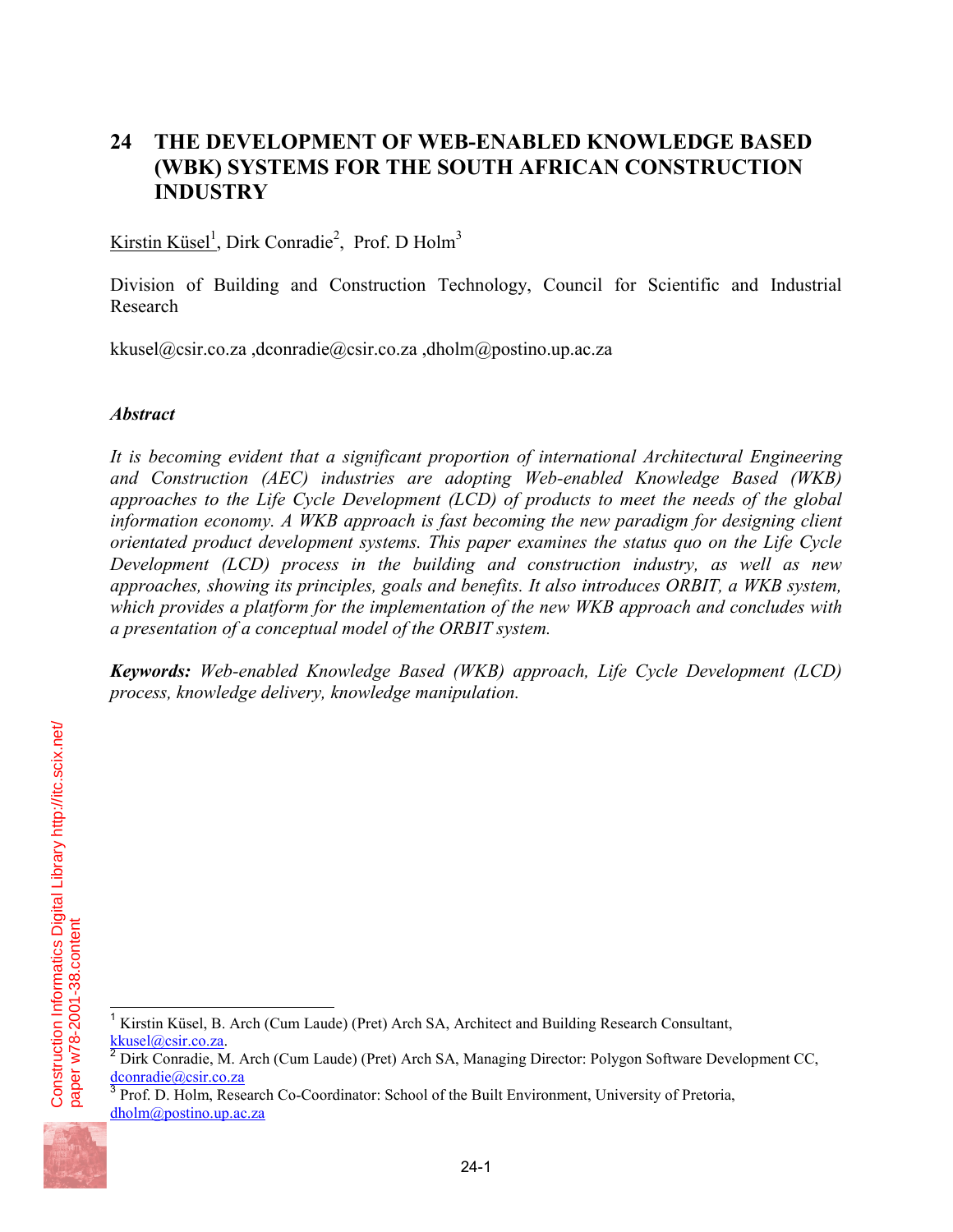# 24 THE DEVELOPMENT OF WEB-ENABLED KNOWLEDGE BASED (WBK) SYSTEMS FOR THE SOUTH AFRICAN CONSTRUCTION INDUSTRY

Kirstin Küsel[1], Dirk Conradie[2], Prof. D Holm[3]

Division of Building and Construction Technology, Council for Scientific and Industrial Research

kkusel@csir.co.za ,dconradie@csir.co.za ,dholm@postino.up.ac.za

### *Abstract*

*It is becoming evident that a significant proportion of international Architectural Engineering and Construction (AEC) industries are adopting Web-enabled Knowledge Based (WKB) approaches to the Life Cycle Development (LCD) of products to meet the needs of the global information economy. A WKB approach is fast becoming the new paradigm for designing client orientated product development systems. This paper examines the status quo on the Life Cycle Development (LCD) process in the building and construction industry, as well as new approaches, showing its principles, goals and benefits. It also introduces ORBIT, a WKB system, which provides a platform for the implementation of the new WKB approach and concludes with a presentation of a conceptual model of the ORBIT system.*

**Keywords:** *Web-enabled Knowledge Based (WKB) approach, Life Cycle Development (LCD) process, knowledge delivery, knowledge manipulation.*

---

[1] Kirstin Küsel, B. Arch (Cum Laude) (Pret) Arch SA, Architect and Building Research Consultant, kkusel@csir.co.za.

[2] Dirk Conradie, M. Arch (Cum Laude) (Pret) Arch SA, Managing Director: Polygon Software Development CC, dconradie@csir.co.za

[3] Prof. D. Holm, Research Co-Coordinator: School of the Built Environment, University of Pretoria, dholm@postino.up.ac.za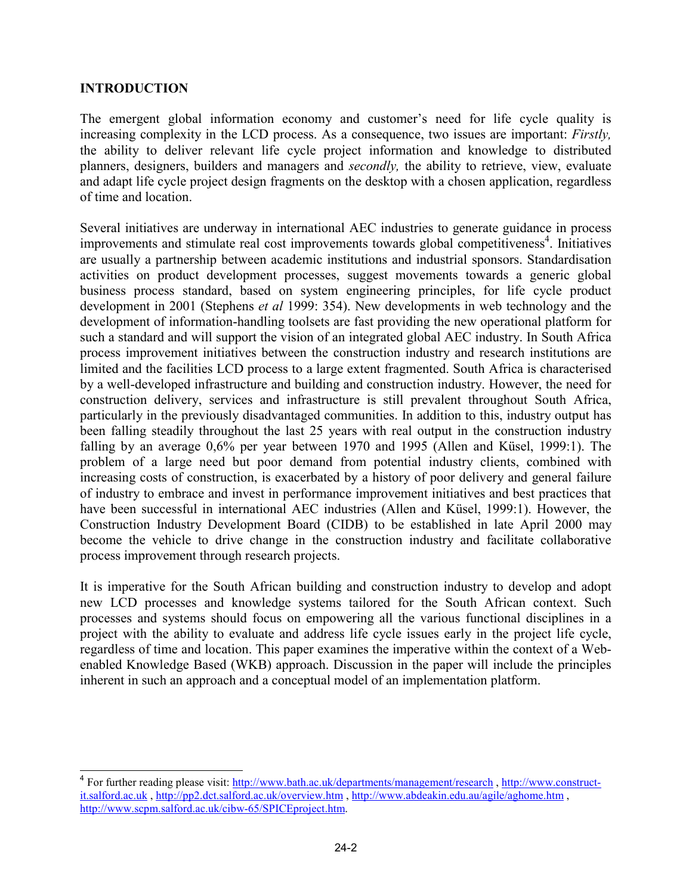## INTRODUCTION

The emergent global information economy and customer's need for life cycle quality is increasing complexity in the LCD process. As a consequence, two issues are important: *Firstly,* the ability to deliver relevant life cycle project information and knowledge to distributed planners, designers, builders and managers and *secondly,* the ability to retrieve, view, evaluate and adapt life cycle project design fragments on the desktop with a chosen application, regardless of time and location.

Several initiatives are underway in international AEC industries to generate guidance in process improvements and stimulate real cost improvements towards global competitiveness[4]. Initiatives are usually a partnership between academic institutions and industrial sponsors. Standardisation activities on product development processes, suggest movements towards a generic global business process standard, based on system engineering principles, for life cycle product development in 2001 (Stephens *et al* 1999: 354). New developments in web technology and the development of information-handling toolsets are fast providing the new operational platform for such a standard and will support the vision of an integrated global AEC industry. In South Africa process improvement initiatives between the construction industry and research institutions are limited and the facilities LCD process to a large extent fragmented. South Africa is characterised by a well-developed infrastructure and building and construction industry. However, the need for construction delivery, services and infrastructure is still prevalent throughout South Africa, particularly in the previously disadvantaged communities. In addition to this, industry output has been falling steadily throughout the last 25 years with real output in the construction industry falling by an average 0,6% per year between 1970 and 1995 (Allen and Küsel, 1999:1). The problem of a large need but poor demand from potential industry clients, combined with increasing costs of construction, is exacerbated by a history of poor delivery and general failure of industry to embrace and invest in performance improvement initiatives and best practices that have been successful in international AEC industries (Allen and Küsel, 1999:1). However, the Construction Industry Development Board (CIDB) to be established in late April 2000 may become the vehicle to drive change in the construction industry and facilitate collaborative process improvement through research projects.

It is imperative for the South African building and construction industry to develop and adopt new LCD processes and knowledge systems tailored for the South African context. Such processes and systems should focus on empowering all the various functional disciplines in a project with the ability to evaluate and address life cycle issues early in the project life cycle, regardless of time and location. This paper examines the imperative within the context of a Web-enabled Knowledge Based (WKB) approach. Discussion in the paper will include the principles inherent in such an approach and a conceptual model of an implementation platform.

---

[4] For further reading please visit: http://www.bath.ac.uk/departments/management/research , http://www.construct-it.salford.ac.uk , http://pp2.dct.salford.ac.uk/overview.htm , http://www.abdeakin.edu.au/agile/aghome.htm , http://www.scpm.salford.ac.uk/cibw-65/SPICEproject.htm.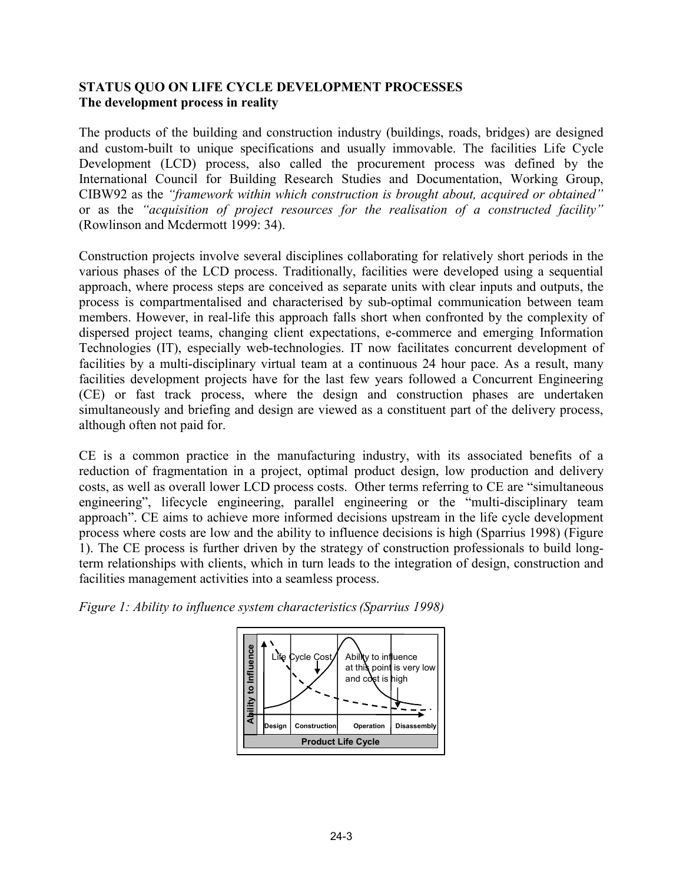**STATUS QUO ON LIFE CYCLE DEVELOPMENT PROCESSES**
**The development process in reality**

The products of the building and construction industry (buildings, roads, bridges) are designed and custom-built to unique specifications and usually immovable. The facilities Life Cycle Development (LCD) process, also called the procurement process was defined by the International Council for Building Research Studies and Documentation, Working Group, CIBW92 as the *"framework within which construction is brought about, acquired or obtained"* or as the *"acquisition of project resources for the realisation of a constructed facility"* (Rowlinson and Mcdermott 1999: 34).

Construction projects involve several disciplines collaborating for relatively short periods in the various phases of the LCD process. Traditionally, facilities were developed using a sequential approach, where process steps are conceived as separate units with clear inputs and outputs, the process is compartmentalised and characterised by sub-optimal communication between team members. However, in real-life this approach falls short when confronted by the complexity of dispersed project teams, changing client expectations, e-commerce and emerging Information Technologies (IT), especially web-technologies. IT now facilitates concurrent development of facilities by a multi-disciplinary virtual team at a continuous 24 hour pace. As a result, many facilities development projects have for the last few years followed a Concurrent Engineering (CE) or fast track process, where the design and construction phases are undertaken simultaneously and briefing and design are viewed as a constituent part of the delivery process, although often not paid for.

CE is a common practice in the manufacturing industry, with its associated benefits of a reduction of fragmentation in a project, optimal product design, low production and delivery costs, as well as overall lower LCD process costs. Other terms referring to CE are "simultaneous engineering", lifecycle engineering, parallel engineering or the "multi-disciplinary team approach". CE aims to achieve more informed decisions upstream in the life cycle development process where costs are low and the ability to influence decisions is high (Sparrius 1998) (Figure 1). The CE process is further driven by the strategy of construction professionals to build long-term relationships with clients, which in turn leads to the integration of design, construction and facilities management activities into a seamless process.

*Figure 1: Ability to influence system characteristics (Sparrius 1998)*

Ability to Influence | Life Cycle Cost | Ability to influence at this point is very low and cost is high | Design | Construction | Operation | Disassembly | Product Life Cycle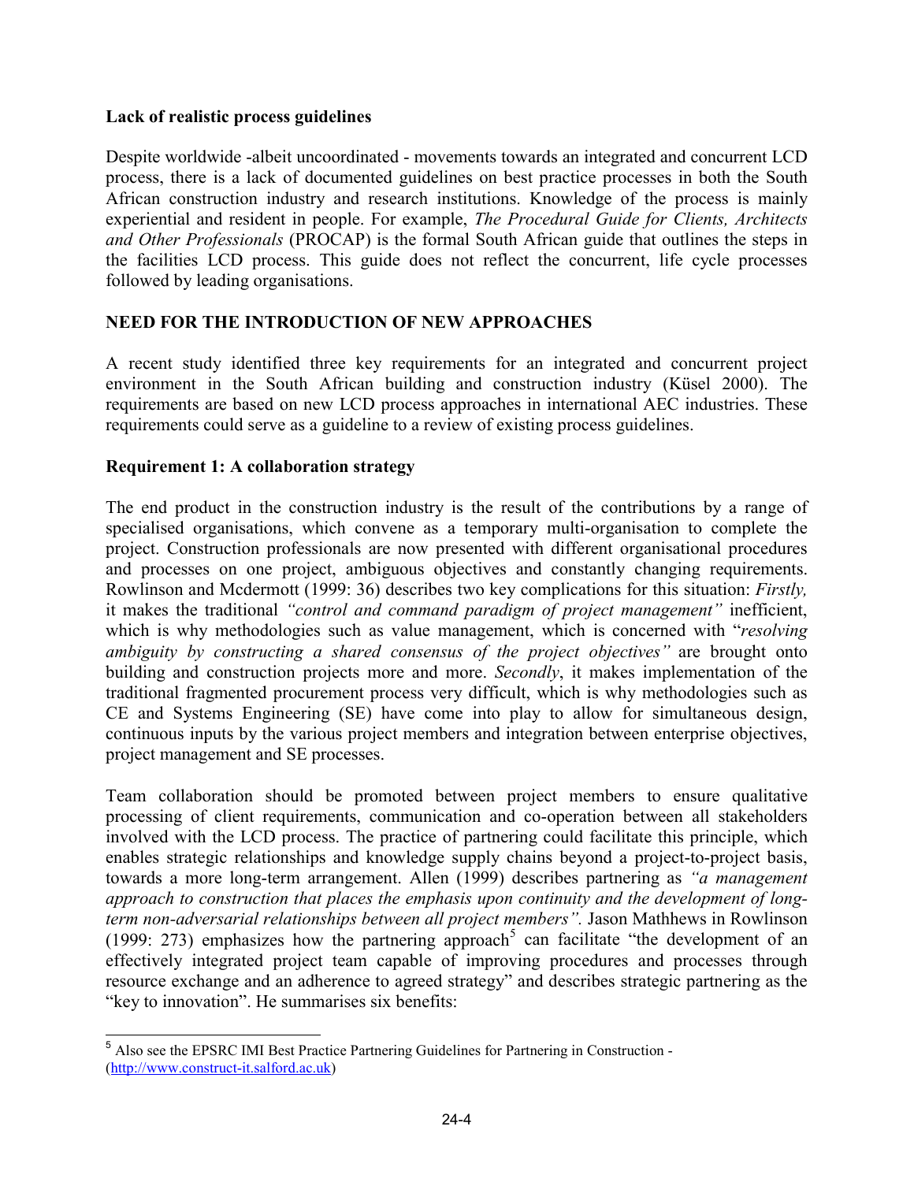**Lack of realistic process guidelines**

Despite worldwide -albeit uncoordinated - movements towards an integrated and concurrent LCD process, there is a lack of documented guidelines on best practice processes in both the South African construction industry and research institutions. Knowledge of the process is mainly experiential and resident in people. For example, *The Procedural Guide for Clients, Architects and Other Professionals* (PROCAP) is the formal South African guide that outlines the steps in the facilities LCD process. This guide does not reflect the concurrent, life cycle processes followed by leading organisations.

## NEED FOR THE INTRODUCTION OF NEW APPROACHES

A recent study identified three key requirements for an integrated and concurrent project environment in the South African building and construction industry (Küsel 2000). The requirements are based on new LCD process approaches in international AEC industries. These requirements could serve as a guideline to a review of existing process guidelines.

**Requirement 1: A collaboration strategy**

The end product in the construction industry is the result of the contributions by a range of specialised organisations, which convene as a temporary multi-organisation to complete the project. Construction professionals are now presented with different organisational procedures and processes on one project, ambiguous objectives and constantly changing requirements. Rowlinson and Mcdermott (1999: 36) describes two key complications for this situation: *Firstly,* it makes the traditional *"control and command paradigm of project management"* inefficient, which is why methodologies such as value management, which is concerned with "*resolving ambiguity by constructing a shared consensus of the project objectives"* are brought onto building and construction projects more and more. *Secondly*, it makes implementation of the traditional fragmented procurement process very difficult, which is why methodologies such as CE and Systems Engineering (SE) have come into play to allow for simultaneous design, continuous inputs by the various project members and integration between enterprise objectives, project management and SE processes.

Team collaboration should be promoted between project members to ensure qualitative processing of client requirements, communication and co-operation between all stakeholders involved with the LCD process. The practice of partnering could facilitate this principle, which enables strategic relationships and knowledge supply chains beyond a project-to-project basis, towards a more long-term arrangement. Allen (1999) describes partnering as *"a management approach to construction that places the emphasis upon continuity and the development of long-term non-adversarial relationships between all project members".* Jason Mathhews in Rowlinson (1999: 273) emphasizes how the partnering approach[5] can facilitate "the development of an effectively integrated project team capable of improving procedures and processes through resource exchange and an adherence to agreed strategy" and describes strategic partnering as the "key to innovation". He summarises six benefits:

---

[5] Also see the EPSRC IMI Best Practice Partnering Guidelines for Partnering in Construction - (http://www.construct-it.salford.ac.uk)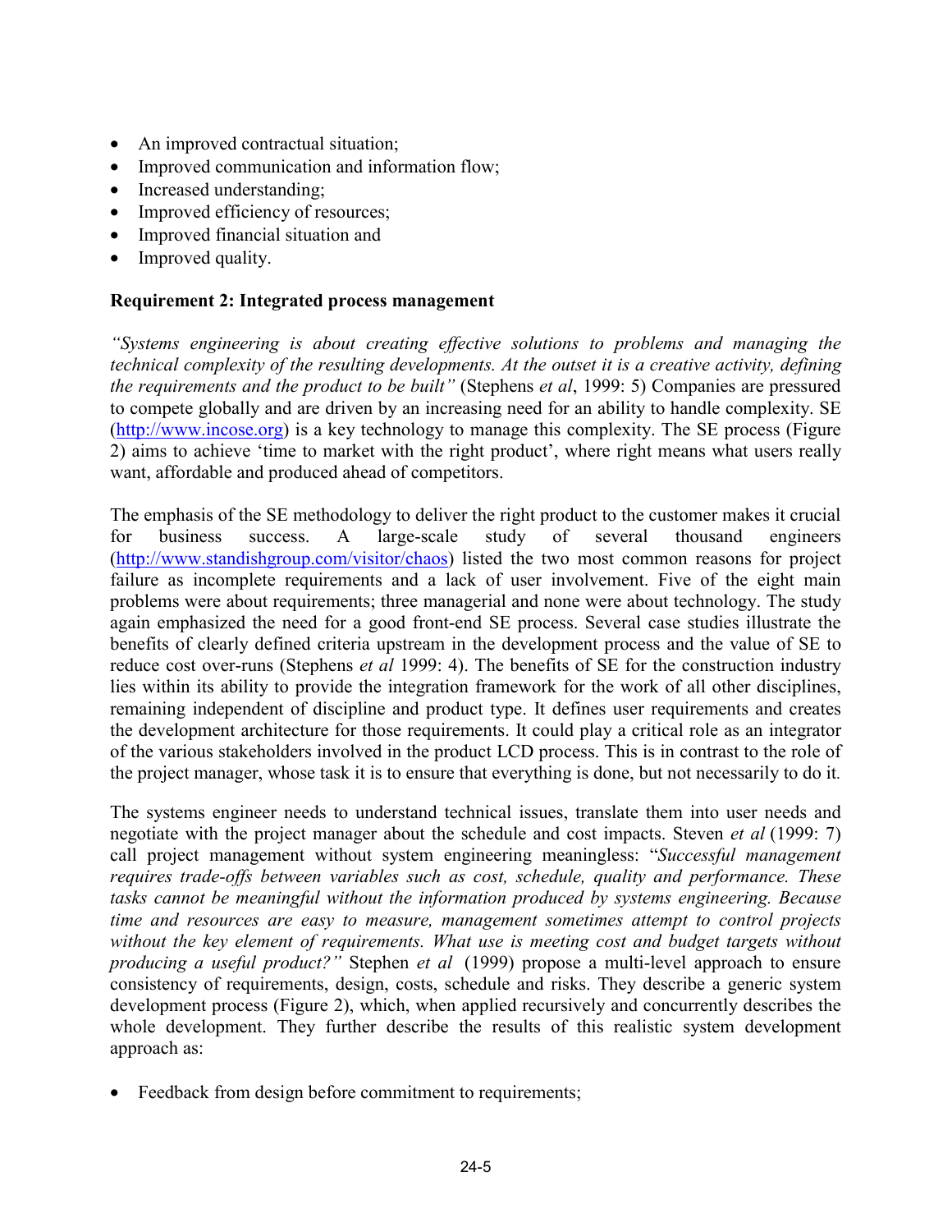- An improved contractual situation;
- Improved communication and information flow;
- Increased understanding;
- Improved efficiency of resources;
- Improved financial situation and
- Improved quality.

**Requirement 2: Integrated process management**

*"Systems engineering is about creating effective solutions to problems and managing the technical complexity of the resulting developments. At the outset it is a creative activity, defining the requirements and the product to be built"* (Stephens *et al*, 1999: 5) Companies are pressured to compete globally and are driven by an increasing need for an ability to handle complexity. SE (http://www.incose.org) is a key technology to manage this complexity. The SE process (Figure 2) aims to achieve 'time to market with the right product', where right means what users really want, affordable and produced ahead of competitors.

The emphasis of the SE methodology to deliver the right product to the customer makes it crucial for business success. A large-scale study of several thousand engineers (http://www.standishgroup.com/visitor/chaos) listed the two most common reasons for project failure as incomplete requirements and a lack of user involvement. Five of the eight main problems were about requirements; three managerial and none were about technology. The study again emphasized the need for a good front-end SE process. Several case studies illustrate the benefits of clearly defined criteria upstream in the development process and the value of SE to reduce cost over-runs (Stephens *et al* 1999: 4). The benefits of SE for the construction industry lies within its ability to provide the integration framework for the work of all other disciplines, remaining independent of discipline and product type. It defines user requirements and creates the development architecture for those requirements. It could play a critical role as an integrator of the various stakeholders involved in the product LCD process. This is in contrast to the role of the project manager, whose task it is to ensure that everything is done, but not necessarily to do it.

The systems engineer needs to understand technical issues, translate them into user needs and negotiate with the project manager about the schedule and cost impacts. Steven *et al* (1999: 7) call project management without system engineering meaningless: "*Successful management requires trade-offs between variables such as cost, schedule, quality and performance. These tasks cannot be meaningful without the information produced by systems engineering. Because time and resources are easy to measure, management sometimes attempt to control projects without the key element of requirements. What use is meeting cost and budget targets without producing a useful product?"* Stephen *et al* (1999) propose a multi-level approach to ensure consistency of requirements, design, costs, schedule and risks. They describe a generic system development process (Figure 2), which, when applied recursively and concurrently describes the whole development. They further describe the results of this realistic system development approach as:

- Feedback from design before commitment to requirements;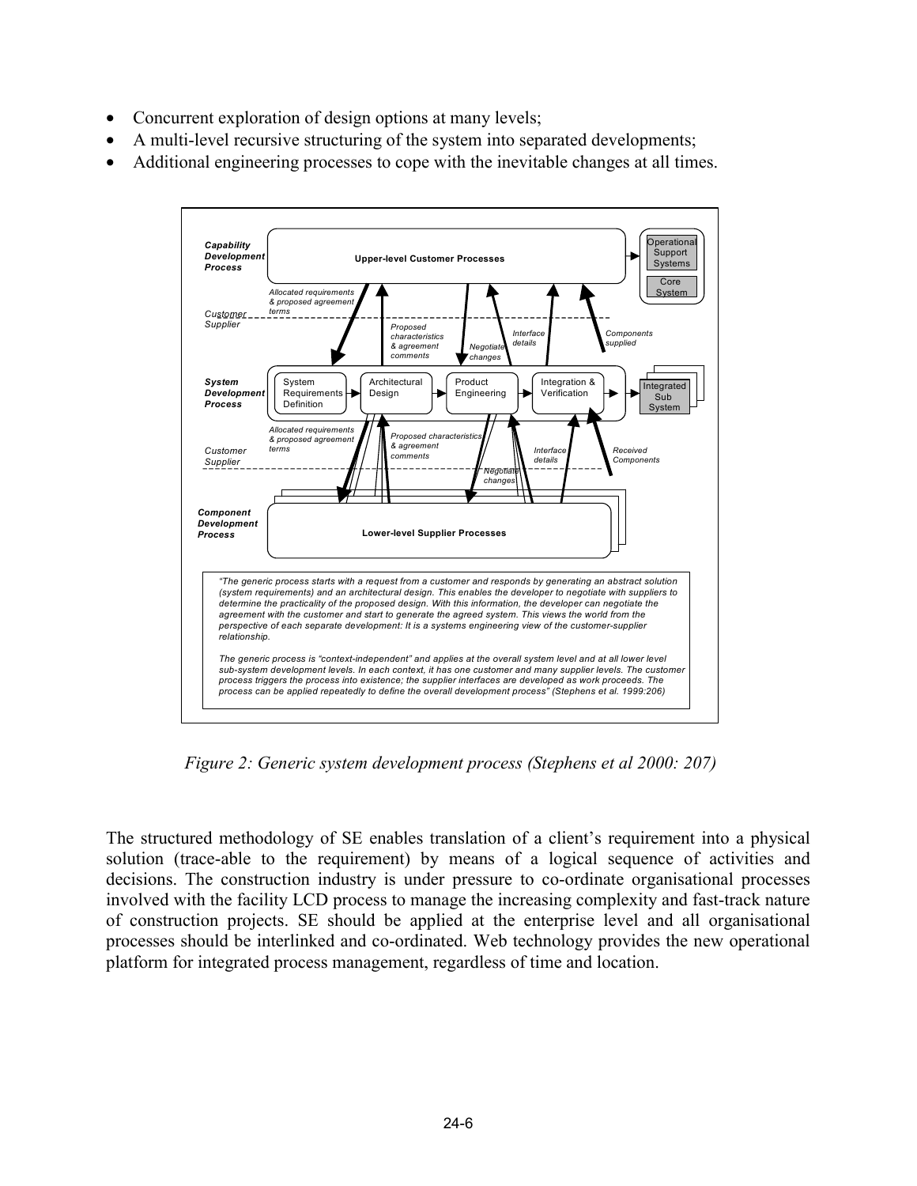- Concurrent exploration of design options at many levels;
- A multi-level recursive structuring of the system into separated developments;
- Additional engineering processes to cope with the inevitable changes at all times.

*"The generic process starts with a request from a customer and responds by generating an abstract solution (system requirements) and an architectural design. This enables the developer to negotiate with suppliers to determine the practicality of the proposed design. With this information, the developer can negotiate the agreement with the customer and start to generate the agreed system. This views the world from the perspective of each separate development: It is a systems engineering view of the customer-supplier relationship.*

*The generic process is "context-independent" and applies at the overall system level and at all lower level sub-system development levels. In each context, it has one customer and many supplier levels. The customer process triggers the process into existence; the supplier interfaces are developed as work proceeds. The process can be applied repeatedly to define the overall development process" (Stephens et al. 1999:206)*

*Figure 2: Generic system development process (Stephens et al 2000: 207)*

The structured methodology of SE enables translation of a client's requirement into a physical solution (trace-able to the requirement) by means of a logical sequence of activities and decisions. The construction industry is under pressure to co-ordinate organisational processes involved with the facility LCD process to manage the increasing complexity and fast-track nature of construction projects. SE should be applied at the enterprise level and all organisational processes should be interlinked and co-ordinated. Web technology provides the new operational platform for integrated process management, regardless of time and location.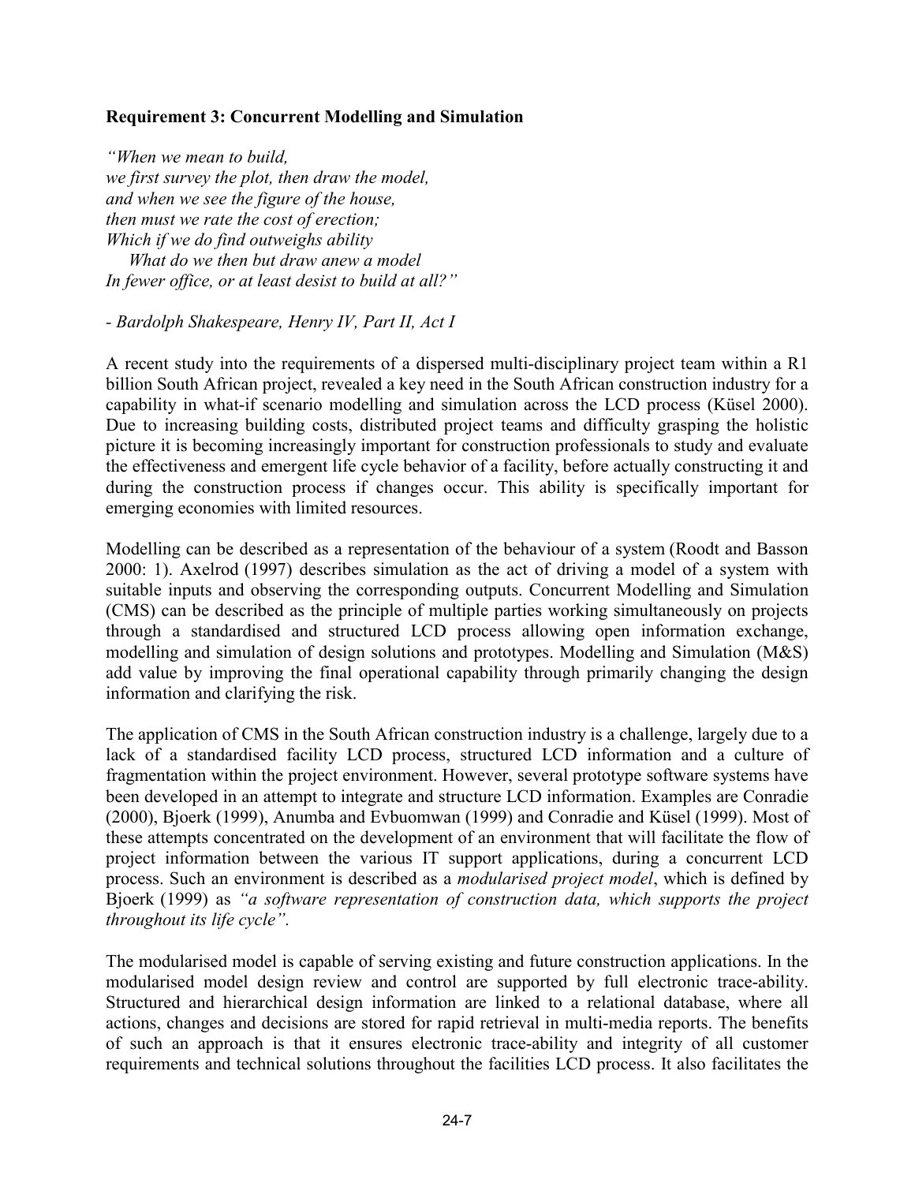**Requirement 3: Concurrent Modelling and Simulation**

*"When we mean to build,*
*we first survey the plot, then draw the model,*
*and when we see the figure of the house,*
*then must we rate the cost of erection;*
*Which if we do find outweighs ability*
*What do we then but draw anew a model*
*In fewer office, or at least desist to build at all?"*

*- Bardolph Shakespeare, Henry IV, Part II, Act I*

A recent study into the requirements of a dispersed multi-disciplinary project team within a R1 billion South African project, revealed a key need in the South African construction industry for a capability in what-if scenario modelling and simulation across the LCD process (Küsel 2000). Due to increasing building costs, distributed project teams and difficulty grasping the holistic picture it is becoming increasingly important for construction professionals to study and evaluate the effectiveness and emergent life cycle behavior of a facility, before actually constructing it and during the construction process if changes occur. This ability is specifically important for emerging economies with limited resources.

Modelling can be described as a representation of the behaviour of a system (Roodt and Basson 2000: 1). Axelrod (1997) describes simulation as the act of driving a model of a system with suitable inputs and observing the corresponding outputs. Concurrent Modelling and Simulation (CMS) can be described as the principle of multiple parties working simultaneously on projects through a standardised and structured LCD process allowing open information exchange, modelling and simulation of design solutions and prototypes. Modelling and Simulation (M&S) add value by improving the final operational capability through primarily changing the design information and clarifying the risk.

The application of CMS in the South African construction industry is a challenge, largely due to a lack of a standardised facility LCD process, structured LCD information and a culture of fragmentation within the project environment. However, several prototype software systems have been developed in an attempt to integrate and structure LCD information. Examples are Conradie (2000), Bjoerk (1999), Anumba and Evbuomwan (1999) and Conradie and Küsel (1999). Most of these attempts concentrated on the development of an environment that will facilitate the flow of project information between the various IT support applications, during a concurrent LCD process. Such an environment is described as a *modularised project model*, which is defined by Bjoerk (1999) as *"a software representation of construction data, which supports the project throughout its life cycle".*

The modularised model is capable of serving existing and future construction applications. In the modularised model design review and control are supported by full electronic trace-ability. Structured and hierarchical design information are linked to a relational database, where all actions, changes and decisions are stored for rapid retrieval in multi-media reports. The benefits of such an approach is that it ensures electronic trace-ability and integrity of all customer requirements and technical solutions throughout the facilities LCD process. It also facilitates the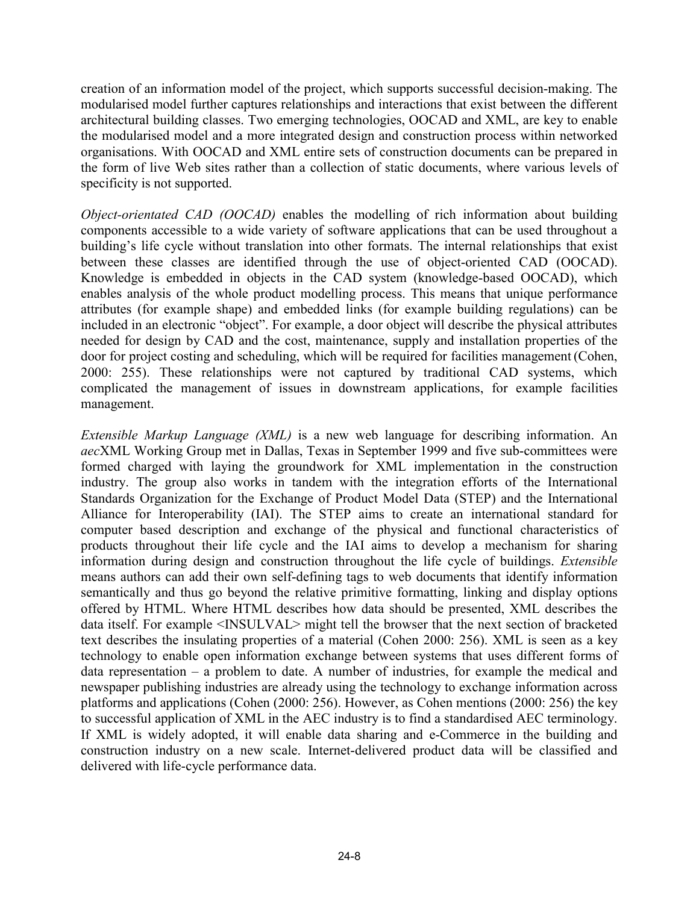creation of an information model of the project, which supports successful decision-making. The modularised model further captures relationships and interactions that exist between the different architectural building classes. Two emerging technologies, OOCAD and XML, are key to enable the modularised model and a more integrated design and construction process within networked organisations. With OOCAD and XML entire sets of construction documents can be prepared in the form of live Web sites rather than a collection of static documents, where various levels of specificity is not supported.

*Object-orientated CAD (OOCAD)* enables the modelling of rich information about building components accessible to a wide variety of software applications that can be used throughout a building's life cycle without translation into other formats. The internal relationships that exist between these classes are identified through the use of object-oriented CAD (OOCAD). Knowledge is embedded in objects in the CAD system (knowledge-based OOCAD), which enables analysis of the whole product modelling process. This means that unique performance attributes (for example shape) and embedded links (for example building regulations) can be included in an electronic "object". For example, a door object will describe the physical attributes needed for design by CAD and the cost, maintenance, supply and installation properties of the door for project costing and scheduling, which will be required for facilities management (Cohen, 2000: 255). These relationships were not captured by traditional CAD systems, which complicated the management of issues in downstream applications, for example facilities management.

*Extensible Markup Language (XML)* is a new web language for describing information. An *aec*XML Working Group met in Dallas, Texas in September 1999 and five sub-committees were formed charged with laying the groundwork for XML implementation in the construction industry. The group also works in tandem with the integration efforts of the International Standards Organization for the Exchange of Product Model Data (STEP) and the International Alliance for Interoperability (IAI). The STEP aims to create an international standard for computer based description and exchange of the physical and functional characteristics of products throughout their life cycle and the IAI aims to develop a mechanism for sharing information during design and construction throughout the life cycle of buildings. *Extensible* means authors can add their own self-defining tags to web documents that identify information semantically and thus go beyond the relative primitive formatting, linking and display options offered by HTML. Where HTML describes how data should be presented, XML describes the data itself. For example <INSULVAL> might tell the browser that the next section of bracketed text describes the insulating properties of a material (Cohen 2000: 256). XML is seen as a key technology to enable open information exchange between systems that uses different forms of data representation – a problem to date. A number of industries, for example the medical and newspaper publishing industries are already using the technology to exchange information across platforms and applications (Cohen (2000: 256). However, as Cohen mentions (2000: 256) the key to successful application of XML in the AEC industry is to find a standardised AEC terminology. If XML is widely adopted, it will enable data sharing and e-Commerce in the building and construction industry on a new scale. Internet-delivered product data will be classified and delivered with life-cycle performance data.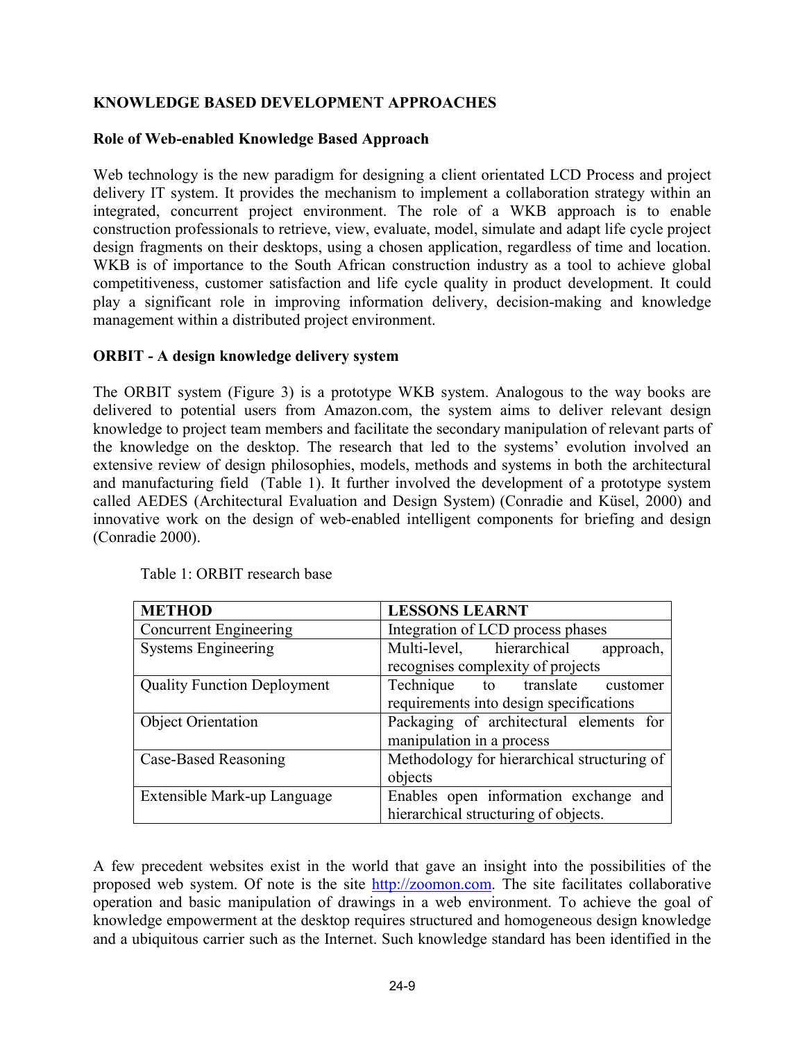## KNOWLEDGE BASED DEVELOPMENT APPROACHES

### Role of Web-enabled Knowledge Based Approach

Web technology is the new paradigm for designing a client orientated LCD Process and project delivery IT system. It provides the mechanism to implement a collaboration strategy within an integrated, concurrent project environment. The role of a WKB approach is to enable construction professionals to retrieve, view, evaluate, model, simulate and adapt life cycle project design fragments on their desktops, using a chosen application, regardless of time and location. WKB is of importance to the South African construction industry as a tool to achieve global competitiveness, customer satisfaction and life cycle quality in product development. It could play a significant role in improving information delivery, decision-making and knowledge management within a distributed project environment.

### ORBIT - A design knowledge delivery system

The ORBIT system (Figure 3) is a prototype WKB system. Analogous to the way books are delivered to potential users from Amazon.com, the system aims to deliver relevant design knowledge to project team members and facilitate the secondary manipulation of relevant parts of the knowledge on the desktop. The research that led to the systems' evolution involved an extensive review of design philosophies, models, methods and systems in both the architectural and manufacturing field (Table 1). It further involved the development of a prototype system called AEDES (Architectural Evaluation and Design System) (Conradie and Küsel, 2000) and innovative work on the design of web-enabled intelligent components for briefing and design (Conradie 2000).

Table 1: ORBIT research base

| METHOD | LESSONS LEARNT |
| --- | --- |
| Concurrent Engineering | Integration of LCD process phases |
| Systems Engineering | Multi-level, hierarchical approach, recognises complexity of projects |
| Quality Function Deployment | Technique to translate customer requirements into design specifications |
| Object Orientation | Packaging of architectural elements for manipulation in a process |
| Case-Based Reasoning | Methodology for hierarchical structuring of objects |
| Extensible Mark-up Language | Enables open information exchange and hierarchical structuring of objects. |

A few precedent websites exist in the world that gave an insight into the possibilities of the proposed web system. Of note is the site http://zoomon.com. The site facilitates collaborative operation and basic manipulation of drawings in a web environment. To achieve the goal of knowledge empowerment at the desktop requires structured and homogeneous design knowledge and a ubiquitous carrier such as the Internet. Such knowledge standard has been identified in the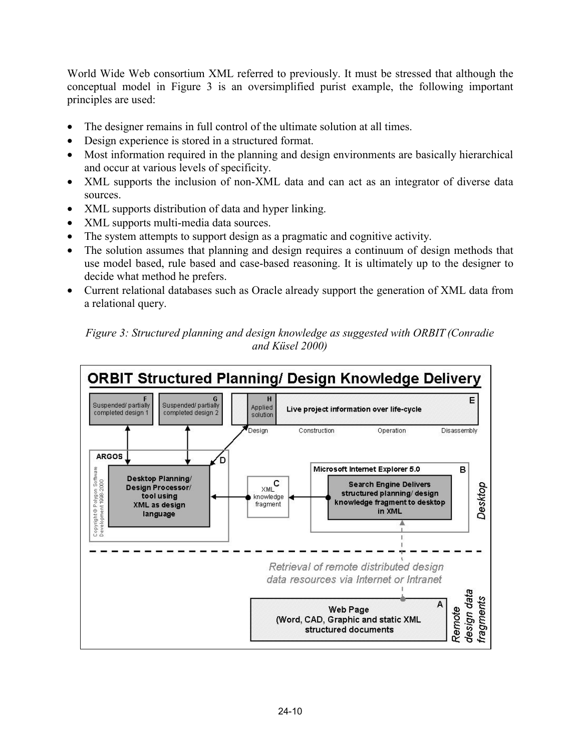World Wide Web consortium XML referred to previously. It must be stressed that although the conceptual model in Figure 3 is an oversimplified purist example, the following important principles are used:

- The designer remains in full control of the ultimate solution at all times.
- Design experience is stored in a structured format.
- Most information required in the planning and design environments are basically hierarchical and occur at various levels of specificity.
- XML supports the inclusion of non-XML data and can act as an integrator of diverse data sources.
- XML supports distribution of data and hyper linking.
- XML supports multi-media data sources.
- The system attempts to support design as a pragmatic and cognitive activity.
- The solution assumes that planning and design requires a continuum of design methods that use model based, rule based and case-based reasoning. It is ultimately up to the designer to decide what method he prefers.
- Current relational databases such as Oracle already support the generation of XML data from a relational query.

*Figure 3: Structured planning and design knowledge as suggested with ORBIT (Conradie and Küsel 2000)*

**ORBIT Structured Planning/ Design Knowledge Delivery**

F: Suspended/ partially completed design 1

G: Suspended/ partially completed design 2

H: Applied solution

E: Live project information over life-cycle — Design, Construction, Operation, Disassembly

ARGOS

D: Desktop Planning/ Design Processor/ tool using XML as design language

Copyright © Polygon Software Development 1998-2000

C: XML knowledge fragment

B: Microsoft Internet Explorer 5.0 — Search Engine Delivers structured planning/ design knowledge fragment to desktop in XML

Desktop

Retrieval of remote distributed design data resources via Internet or Intranet

A: Web Page (Word, CAD, Graphic and static XML structured documents

Remote design data fragments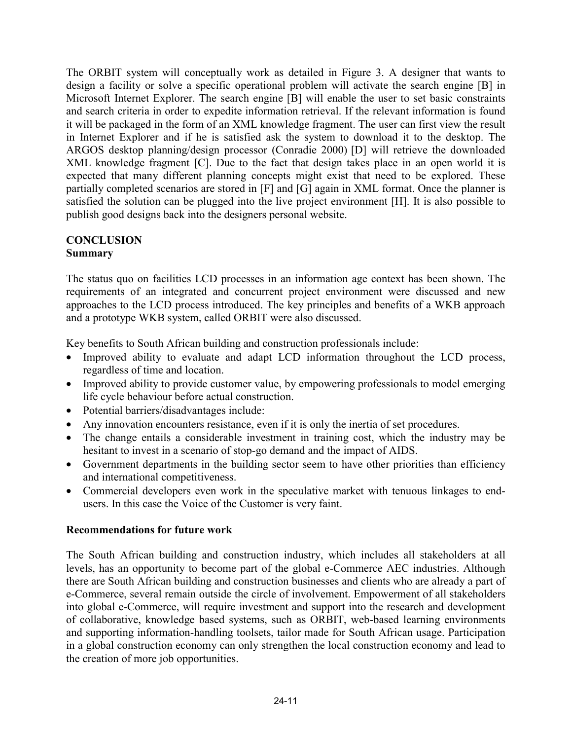The ORBIT system will conceptually work as detailed in Figure 3. A designer that wants to design a facility or solve a specific operational problem will activate the search engine [B] in Microsoft Internet Explorer. The search engine [B] will enable the user to set basic constraints and search criteria in order to expedite information retrieval. If the relevant information is found it will be packaged in the form of an XML knowledge fragment. The user can first view the result in Internet Explorer and if he is satisfied ask the system to download it to the desktop. The ARGOS desktop planning/design processor (Conradie 2000) [D] will retrieve the downloaded XML knowledge fragment [C]. Due to the fact that design takes place in an open world it is expected that many different planning concepts might exist that need to be explored. These partially completed scenarios are stored in [F] and [G] again in XML format. Once the planner is satisfied the solution can be plugged into the live project environment [H]. It is also possible to publish good designs back into the designers personal website.

## CONCLUSION

### Summary

The status quo on facilities LCD processes in an information age context has been shown. The requirements of an integrated and concurrent project environment were discussed and new approaches to the LCD process introduced. The key principles and benefits of a WKB approach and a prototype WKB system, called ORBIT were also discussed.

Key benefits to South African building and construction professionals include:

- Improved ability to evaluate and adapt LCD information throughout the LCD process, regardless of time and location.
- Improved ability to provide customer value, by empowering professionals to model emerging life cycle behaviour before actual construction.
- Potential barriers/disadvantages include:
- Any innovation encounters resistance, even if it is only the inertia of set procedures.
- The change entails a considerable investment in training cost, which the industry may be hesitant to invest in a scenario of stop-go demand and the impact of AIDS.
- Government departments in the building sector seem to have other priorities than efficiency and international competitiveness.
- Commercial developers even work in the speculative market with tenuous linkages to end-users. In this case the Voice of the Customer is very faint.

### Recommendations for future work

The South African building and construction industry, which includes all stakeholders at all levels, has an opportunity to become part of the global e-Commerce AEC industries. Although there are South African building and construction businesses and clients who are already a part of e-Commerce, several remain outside the circle of involvement. Empowerment of all stakeholders into global e-Commerce, will require investment and support into the research and development of collaborative, knowledge based systems, such as ORBIT, web-based learning environments and supporting information-handling toolsets, tailor made for South African usage. Participation in a global construction economy can only strengthen the local construction economy and lead to the creation of more job opportunities.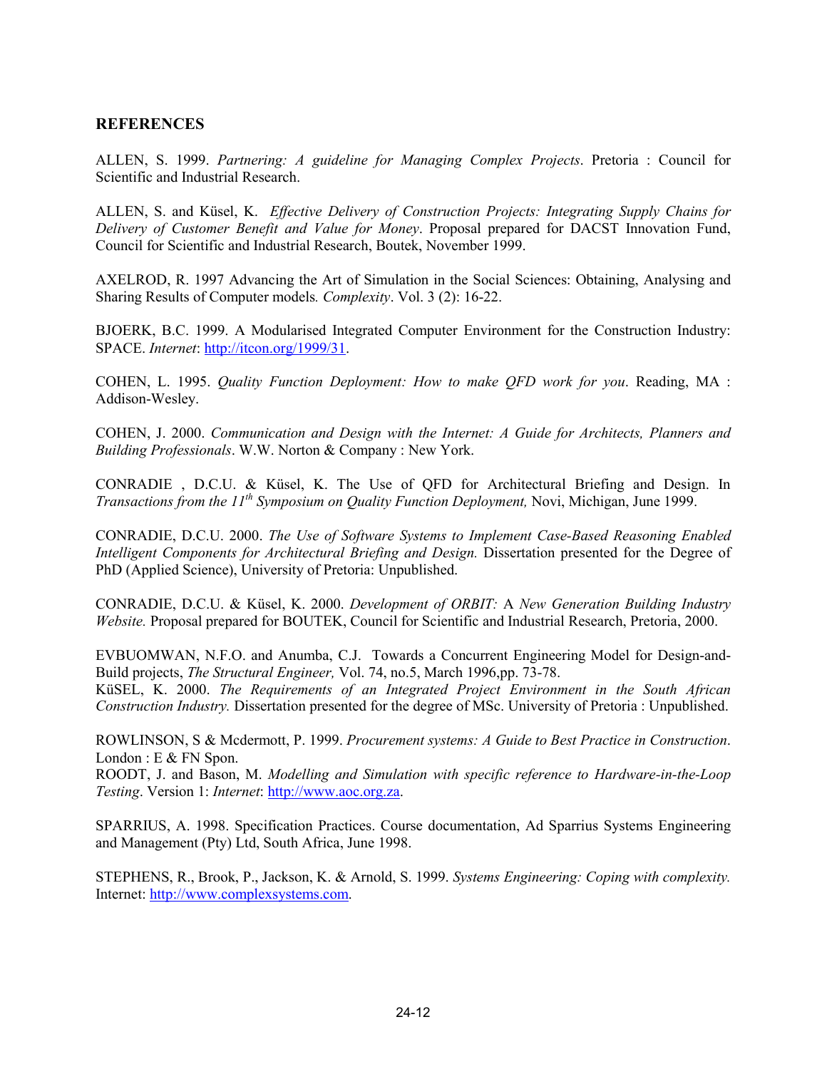## REFERENCES

ALLEN, S. 1999. *Partnering: A guideline for Managing Complex Projects*. Pretoria : Council for Scientific and Industrial Research.

ALLEN, S. and Küsel, K. *Effective Delivery of Construction Projects: Integrating Supply Chains for Delivery of Customer Benefit and Value for Money*. Proposal prepared for DACST Innovation Fund, Council for Scientific and Industrial Research, Boutek, November 1999.

AXELROD, R. 1997 Advancing the Art of Simulation in the Social Sciences: Obtaining, Analysing and Sharing Results of Computer models*. Complexity*. Vol. 3 (2): 16-22.

BJOERK, B.C. 1999. A Modularised Integrated Computer Environment for the Construction Industry: SPACE. *Internet*: http://itcon.org/1999/31.

COHEN, L. 1995. *Quality Function Deployment: How to make QFD work for you*. Reading, MA : Addison-Wesley.

COHEN, J. 2000. *Communication and Design with the Internet: A Guide for Architects, Planners and Building Professionals*. W.W. Norton & Company : New York.

CONRADIE , D.C.U. & Küsel, K. The Use of QFD for Architectural Briefing and Design. In *Transactions from the 11th Symposium on Quality Function Deployment,* Novi, Michigan, June 1999.

CONRADIE, D.C.U. 2000. *The Use of Software Systems to Implement Case-Based Reasoning Enabled Intelligent Components for Architectural Briefing and Design.* Dissertation presented for the Degree of PhD (Applied Science), University of Pretoria: Unpublished.

CONRADIE, D.C.U. & Küsel, K. 2000. *Development of ORBIT:* A *New Generation Building Industry Website.* Proposal prepared for BOUTEK, Council for Scientific and Industrial Research, Pretoria, 2000.

EVBUOMWAN, N.F.O. and Anumba, C.J. Towards a Concurrent Engineering Model for Design-and-Build projects, *The Structural Engineer,* Vol. 74, no.5, March 1996,pp. 73-78.

KüSEL, K. 2000. *The Requirements of an Integrated Project Environment in the South African Construction Industry.* Dissertation presented for the degree of MSc. University of Pretoria : Unpublished.

ROWLINSON, S & Mcdermott, P. 1999. *Procurement systems: A Guide to Best Practice in Construction*. London : E & FN Spon.

ROODT, J. and Bason, M. *Modelling and Simulation with specific reference to Hardware-in-the-Loop Testing*. Version 1: *Internet*: http://www.aoc.org.za.

SPARRIUS, A. 1998. Specification Practices. Course documentation, Ad Sparrius Systems Engineering and Management (Pty) Ltd, South Africa, June 1998.

STEPHENS, R., Brook, P., Jackson, K. & Arnold, S. 1999. *Systems Engineering: Coping with complexity.* Internet: http://www.complexsystems.com.